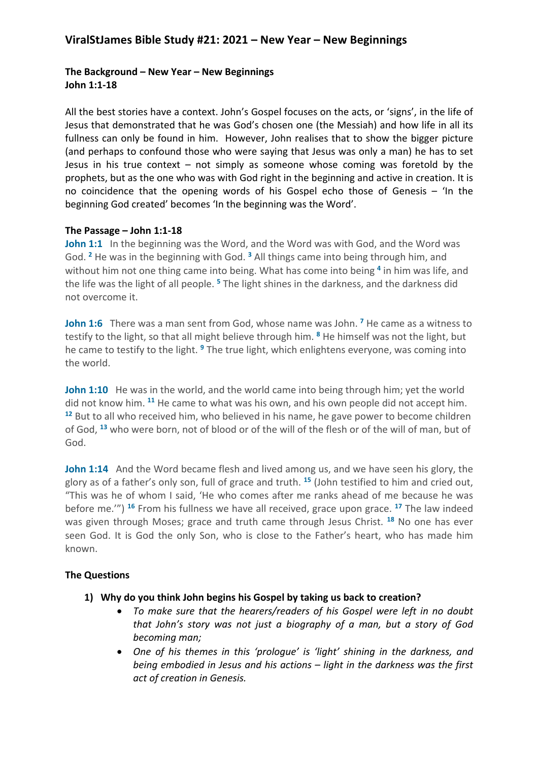# ViralStJames Bible Study #21: 2021 – New Year – New Beginnings

**The Background – New Year – New Beginnings**
**John 1:1-18**

All the best stories have a context. John's Gospel focuses on the acts, or 'signs', in the life of Jesus that demonstrated that he was God's chosen one (the Messiah) and how life in all its fullness can only be found in him. However, John realises that to show the bigger picture (and perhaps to confound those who were saying that Jesus was only a man) he has to set Jesus in his true context – not simply as someone whose coming was foretold by the prophets, but as the one who was with God right in the beginning and active in creation. It is no coincidence that the opening words of his Gospel echo those of Genesis – 'In the beginning God created' becomes 'In the beginning was the Word'.

**The Passage – John 1:1-18**

**John 1:1** In the beginning was the Word, and the Word was with God, and the Word was God. [2] He was in the beginning with God. [3] All things came into being through him, and without him not one thing came into being. What has come into being [4] in him was life, and the life was the light of all people. [5] The light shines in the darkness, and the darkness did not overcome it.

**John 1:6** There was a man sent from God, whose name was John. [7] He came as a witness to testify to the light, so that all might believe through him. [8] He himself was not the light, but he came to testify to the light. [9] The true light, which enlightens everyone, was coming into the world.

**John 1:10** He was in the world, and the world came into being through him; yet the world did not know him. [11] He came to what was his own, and his own people did not accept him. [12] But to all who received him, who believed in his name, he gave power to become children of God, [13] who were born, not of blood or of the will of the flesh or of the will of man, but of God.

**John 1:14** And the Word became flesh and lived among us, and we have seen his glory, the glory as of a father's only son, full of grace and truth. [15] (John testified to him and cried out, "This was he of whom I said, 'He who comes after me ranks ahead of me because he was before me.'") [16] From his fullness we have all received, grace upon grace. [17] The law indeed was given through Moses; grace and truth came through Jesus Christ. [18] No one has ever seen God. It is God the only Son, who is close to the Father's heart, who has made him known.

**The Questions**

1) **Why do you think John begins his Gospel by taking us back to creation?**
   - *To make sure that the hearers/readers of his Gospel were left in no doubt that John's story was not just a biography of a man, but a story of God becoming man;*
   - *One of his themes in this 'prologue' is 'light' shining in the darkness, and being embodied in Jesus and his actions – light in the darkness was the first act of creation in Genesis.*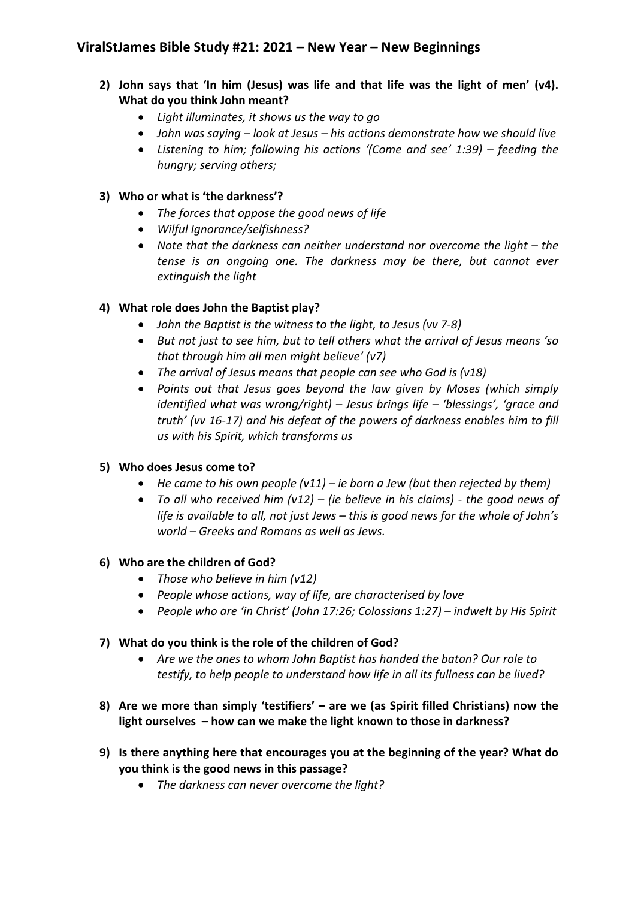## ViralStJames Bible Study #21: 2021 – New Year – New Beginnings

2) **John says that 'In him (Jesus) was life and that life was the light of men' (v4). What do you think John meant?**
    - *Light illuminates, it shows us the way to go*
    - *John was saying – look at Jesus – his actions demonstrate how we should live*
    - *Listening to him; following his actions '(Come and see' 1:39) – feeding the hungry; serving others;*

3) **Who or what is 'the darkness'?**
    - *The forces that oppose the good news of life*
    - *Wilful Ignorance/selfishness?*
    - *Note that the darkness can neither understand nor overcome the light – the tense is an ongoing one. The darkness may be there, but cannot ever extinguish the light*

4) **What role does John the Baptist play?**
    - *John the Baptist is the witness to the light, to Jesus (vv 7-8)*
    - *But not just to see him, but to tell others what the arrival of Jesus means 'so that through him all men might believe' (v7)*
    - *The arrival of Jesus means that people can see who God is (v18)*
    - *Points out that Jesus goes beyond the law given by Moses (which simply identified what was wrong/right) – Jesus brings life – 'blessings', 'grace and truth' (vv 16-17) and his defeat of the powers of darkness enables him to fill us with his Spirit, which transforms us*

5) **Who does Jesus come to?**
    - *He came to his own people (v11) – ie born a Jew (but then rejected by them)*
    - *To all who received him (v12) – (ie believe in his claims) - the good news of life is available to all, not just Jews – this is good news for the whole of John's world – Greeks and Romans as well as Jews.*

6) **Who are the children of God?**
    - *Those who believe in him (v12)*
    - *People whose actions, way of life, are characterised by love*
    - *People who are 'in Christ' (John 17:26; Colossians 1:27) – indwelt by His Spirit*

7) **What do you think is the role of the children of God?**
    - *Are we the ones to whom John Baptist has handed the baton? Our role to testify, to help people to understand how life in all its fullness can be lived?*

8) **Are we more than simply 'testifiers' – are we (as Spirit filled Christians) now the light ourselves – how can we make the light known to those in darkness?**

9) **Is there anything here that encourages you at the beginning of the year? What do you think is the good news in this passage?**
    - *The darkness can never overcome the light?*